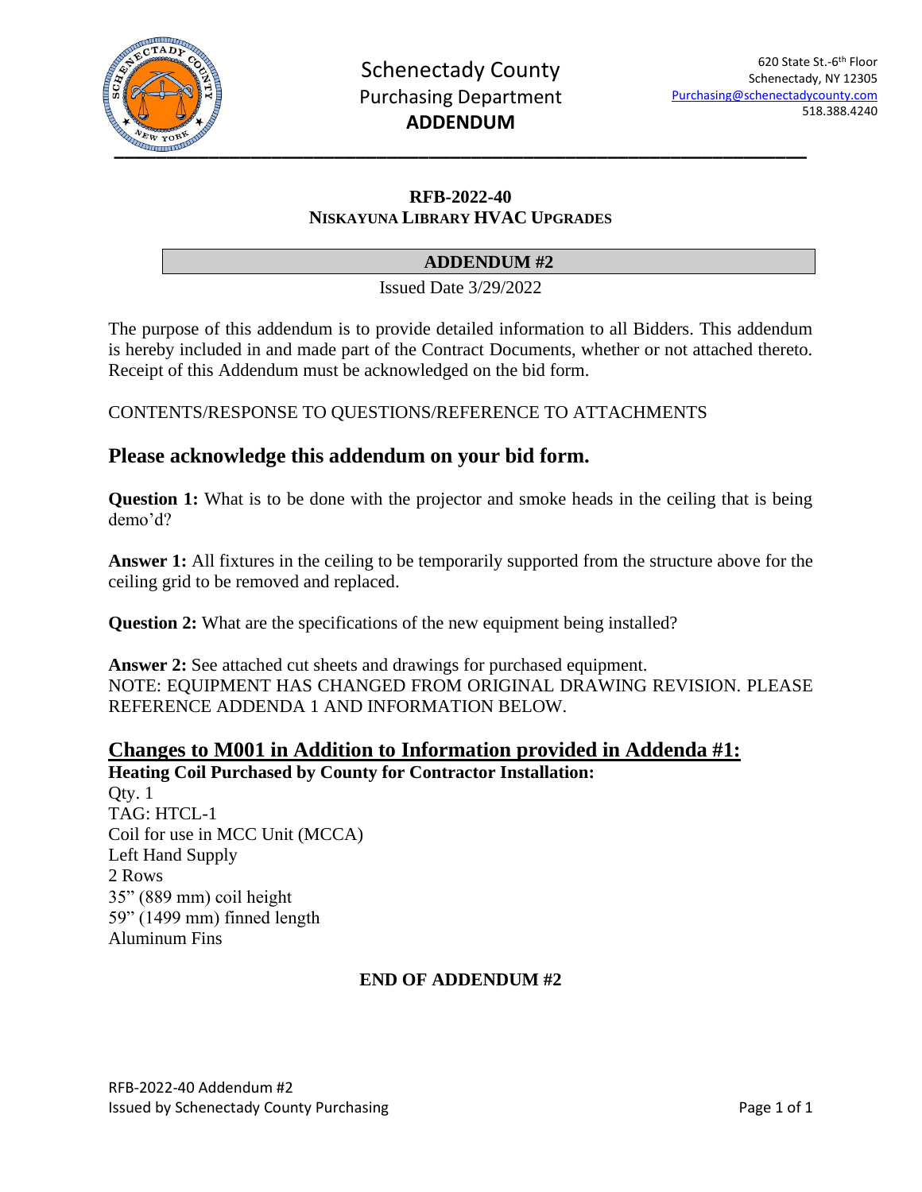Schenectady County
Purchasing Department
**ADDENDUM**

620 State St.-6th Floor
Schenectady, NY 12305
Purchasing@schenectadycounty.com
518.388.4240

## RFB-2022-40
## NISKAYUNA LIBRARY HVAC UPGRADES

**ADDENDUM #2**

Issued Date 3/29/2022

The purpose of this addendum is to provide detailed information to all Bidders. This addendum is hereby included in and made part of the Contract Documents, whether or not attached thereto. Receipt of this Addendum must be acknowledged on the bid form.

CONTENTS/RESPONSE TO QUESTIONS/REFERENCE TO ATTACHMENTS

## Please acknowledge this addendum on your bid form.

**Question 1:** What is to be done with the projector and smoke heads in the ceiling that is being demo'd?

**Answer 1:** All fixtures in the ceiling to be temporarily supported from the structure above for the ceiling grid to be removed and replaced.

**Question 2:** What are the specifications of the new equipment being installed?

**Answer 2:** See attached cut sheets and drawings for purchased equipment.
NOTE: EQUIPMENT HAS CHANGED FROM ORIGINAL DRAWING REVISION. PLEASE REFERENCE ADDENDA 1 AND INFORMATION BELOW.

## Changes to M001 in Addition to Information provided in Addenda #1:

**Heating Coil Purchased by County for Contractor Installation:**
Qty. 1
TAG: HTCL-1
Coil for use in MCC Unit (MCCA)
Left Hand Supply
2 Rows
35" (889 mm) coil height
59" (1499 mm) finned length
Aluminum Fins

**END OF ADDENDUM #2**

RFB-2022-40 Addendum #2
Issued by Schenectady County Purchasing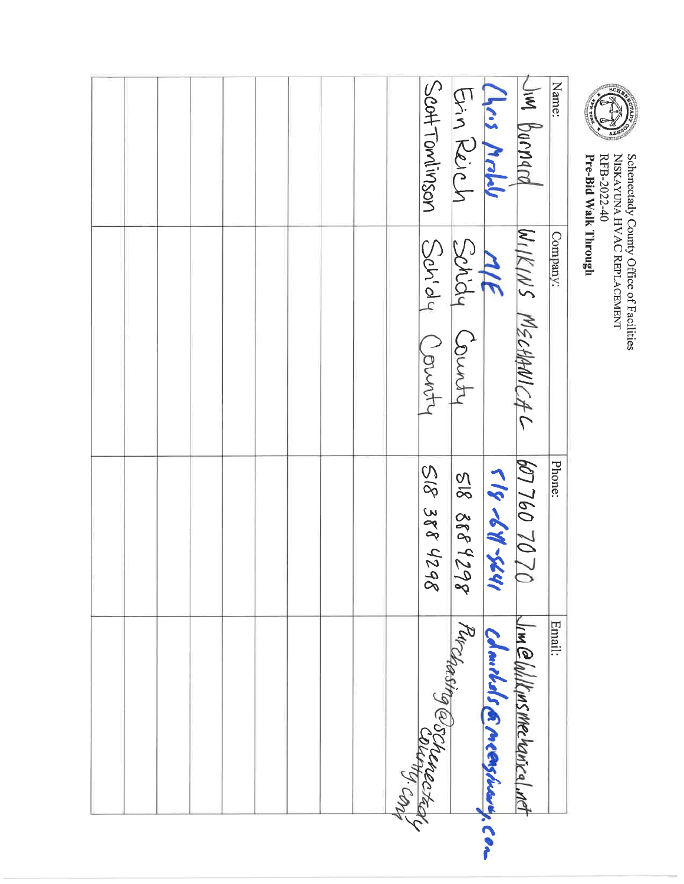Schenectady County Office of Facilities
NISKAYUNA HVAC REPLACEMENT
RFB-2022-40
**Pre-Bid Walk Through**

| Name: | Company: | Phone: | Email: |
|---|---|---|---|
| Jim Burnard | WILKINS MECHANICAL | 607 760 7070 | Jim@Wilkinsmechanical.net |
| Chris Mrdalj | M/E | 518-641-5641 | cdmrdalj@meengineering.com |
| Erin Reich | Schdy County | 518 388 4298 | Purchasing@schenectadycounty.com |
| Scott Tomlinson | Sch'dy County | 518 388 4298 | |
| | | | |
| | | | |
| | | | |
| | | | |
| | | | |
| | | | |
| | | | |
| | | | |
| | | | |
| | | | |